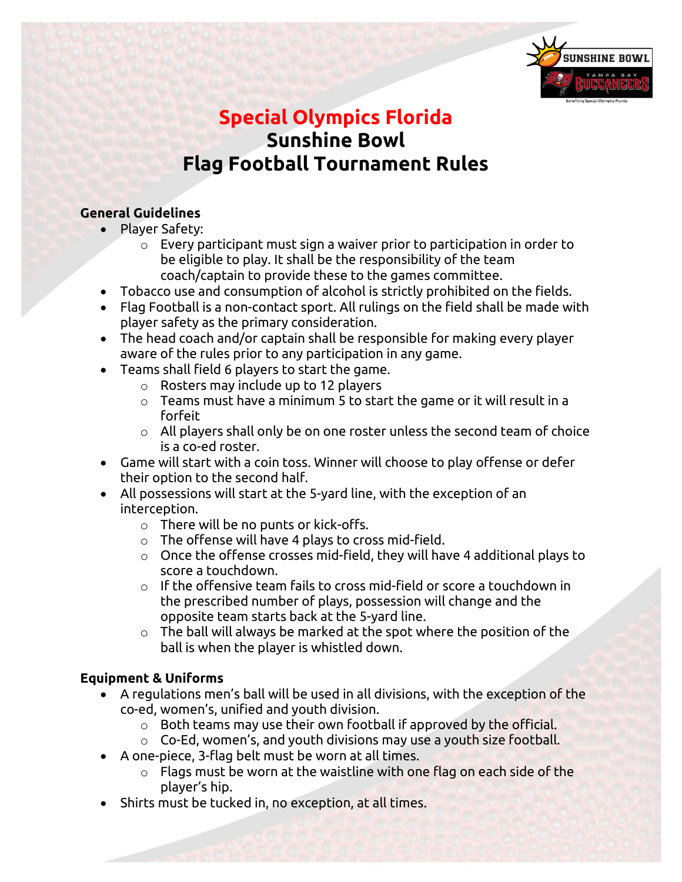# Special Olympics Florida
# Sunshine Bowl
# Flag Football Tournament Rules

**General Guidelines**

- Player Safety:
  - Every participant must sign a waiver prior to participation in order to be eligible to play. It shall be the responsibility of the team coach/captain to provide these to the games committee.
- Tobacco use and consumption of alcohol is strictly prohibited on the fields.
- Flag Football is a non-contact sport. All rulings on the field shall be made with player safety as the primary consideration.
- The head coach and/or captain shall be responsible for making every player aware of the rules prior to any participation in any game.
- Teams shall field 6 players to start the game.
  - Rosters may include up to 12 players
  - Teams must have a minimum 5 to start the game or it will result in a forfeit
  - All players shall only be on one roster unless the second team of choice is a co-ed roster.
- Game will start with a coin toss. Winner will choose to play offense or defer their option to the second half.
- All possessions will start at the 5-yard line, with the exception of an interception.
  - There will be no punts or kick-offs.
  - The offense will have 4 plays to cross mid-field.
  - Once the offense crosses mid-field, they will have 4 additional plays to score a touchdown.
  - If the offensive team fails to cross mid-field or score a touchdown in the prescribed number of plays, possession will change and the opposite team starts back at the 5-yard line.
  - The ball will always be marked at the spot where the position of the ball is when the player is whistled down.

**Equipment & Uniforms**

- A regulations men's ball will be used in all divisions, with the exception of the co-ed, women's, unified and youth division.
  - Both teams may use their own football if approved by the official.
  - Co-Ed, women's, and youth divisions may use a youth size football.
- A one-piece, 3-flag belt must be worn at all times.
  - Flags must be worn at the waistline with one flag on each side of the player's hip.
- Shirts must be tucked in, no exception, at all times.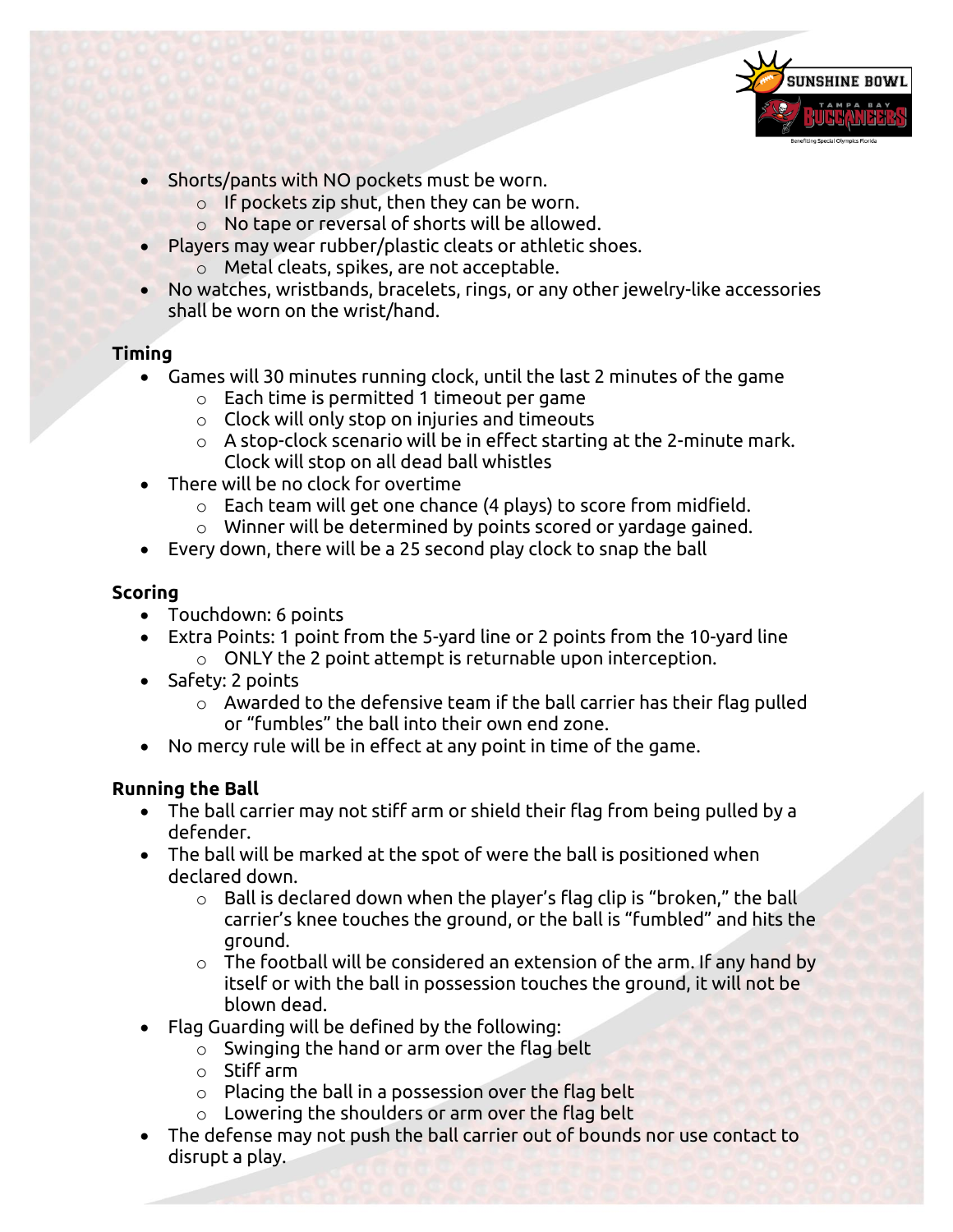- Shorts/pants with NO pockets must be worn.
  - If pockets zip shut, then they can be worn.
  - No tape or reversal of shorts will be allowed.
- Players may wear rubber/plastic cleats or athletic shoes.
  - Metal cleats, spikes, are not acceptable.
- No watches, wristbands, bracelets, rings, or any other jewelry-like accessories shall be worn on the wrist/hand.

**Timing**

- Games will 30 minutes running clock, until the last 2 minutes of the game
  - Each time is permitted 1 timeout per game
  - Clock will only stop on injuries and timeouts
  - A stop-clock scenario will be in effect starting at the 2-minute mark. Clock will stop on all dead ball whistles
- There will be no clock for overtime
  - Each team will get one chance (4 plays) to score from midfield.
  - Winner will be determined by points scored or yardage gained.
- Every down, there will be a 25 second play clock to snap the ball

**Scoring**

- Touchdown: 6 points
- Extra Points: 1 point from the 5-yard line or 2 points from the 10-yard line
  - ONLY the 2 point attempt is returnable upon interception.
- Safety: 2 points
  - Awarded to the defensive team if the ball carrier has their flag pulled or "fumbles" the ball into their own end zone.
- No mercy rule will be in effect at any point in time of the game.

**Running the Ball**

- The ball carrier may not stiff arm or shield their flag from being pulled by a defender.
- The ball will be marked at the spot of were the ball is positioned when declared down.
  - Ball is declared down when the player's flag clip is "broken," the ball carrier's knee touches the ground, or the ball is "fumbled" and hits the ground.
  - The football will be considered an extension of the arm. If any hand by itself or with the ball in possession touches the ground, it will not be blown dead.
- Flag Guarding will be defined by the following:
  - Swinging the hand or arm over the flag belt
  - Stiff arm
  - Placing the ball in a possession over the flag belt
  - Lowering the shoulders or arm over the flag belt
- The defense may not push the ball carrier out of bounds nor use contact to disrupt a play.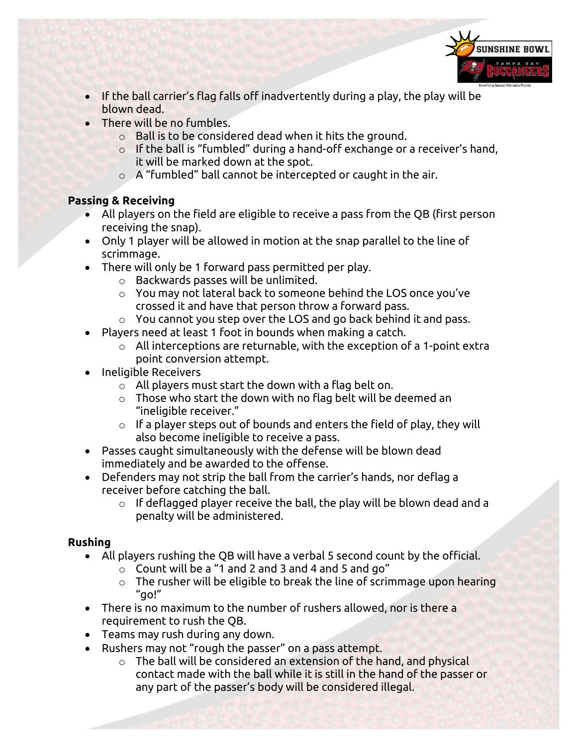- If the ball carrier's flag falls off inadvertently during a play, the play will be blown dead.
- There will be no fumbles.
  - Ball is to be considered dead when it hits the ground.
  - If the ball is "fumbled" during a hand-off exchange or a receiver's hand, it will be marked down at the spot.
  - A "fumbled" ball cannot be intercepted or caught in the air.

**Passing & Receiving**

- All players on the field are eligible to receive a pass from the QB (first person receiving the snap).
- Only 1 player will be allowed in motion at the snap parallel to the line of scrimmage.
- There will only be 1 forward pass permitted per play.
  - Backwards passes will be unlimited.
  - You may not lateral back to someone behind the LOS once you've crossed it and have that person throw a forward pass.
  - You cannot you step over the LOS and go back behind it and pass.
- Players need at least 1 foot in bounds when making a catch.
  - All interceptions are returnable, with the exception of a 1-point extra point conversion attempt.
- Ineligible Receivers
  - All players must start the down with a flag belt on.
  - Those who start the down with no flag belt will be deemed an "ineligible receiver."
  - If a player steps out of bounds and enters the field of play, they will also become ineligible to receive a pass.
- Passes caught simultaneously with the defense will be blown dead immediately and be awarded to the offense.
- Defenders may not strip the ball from the carrier's hands, nor deflag a receiver before catching the ball.
  - If deflagged player receive the ball, the play will be blown dead and a penalty will be administered.

**Rushing**

- All players rushing the QB will have a verbal 5 second count by the official.
  - Count will be a "1 and 2 and 3 and 4 and 5 and go"
  - The rusher will be eligible to break the line of scrimmage upon hearing "go!"
- There is no maximum to the number of rushers allowed, nor is there a requirement to rush the QB.
- Teams may rush during any down.
- Rushers may not "rough the passer" on a pass attempt.
  - The ball will be considered an extension of the hand, and physical contact made with the ball while it is still in the hand of the passer or any part of the passer's body will be considered illegal.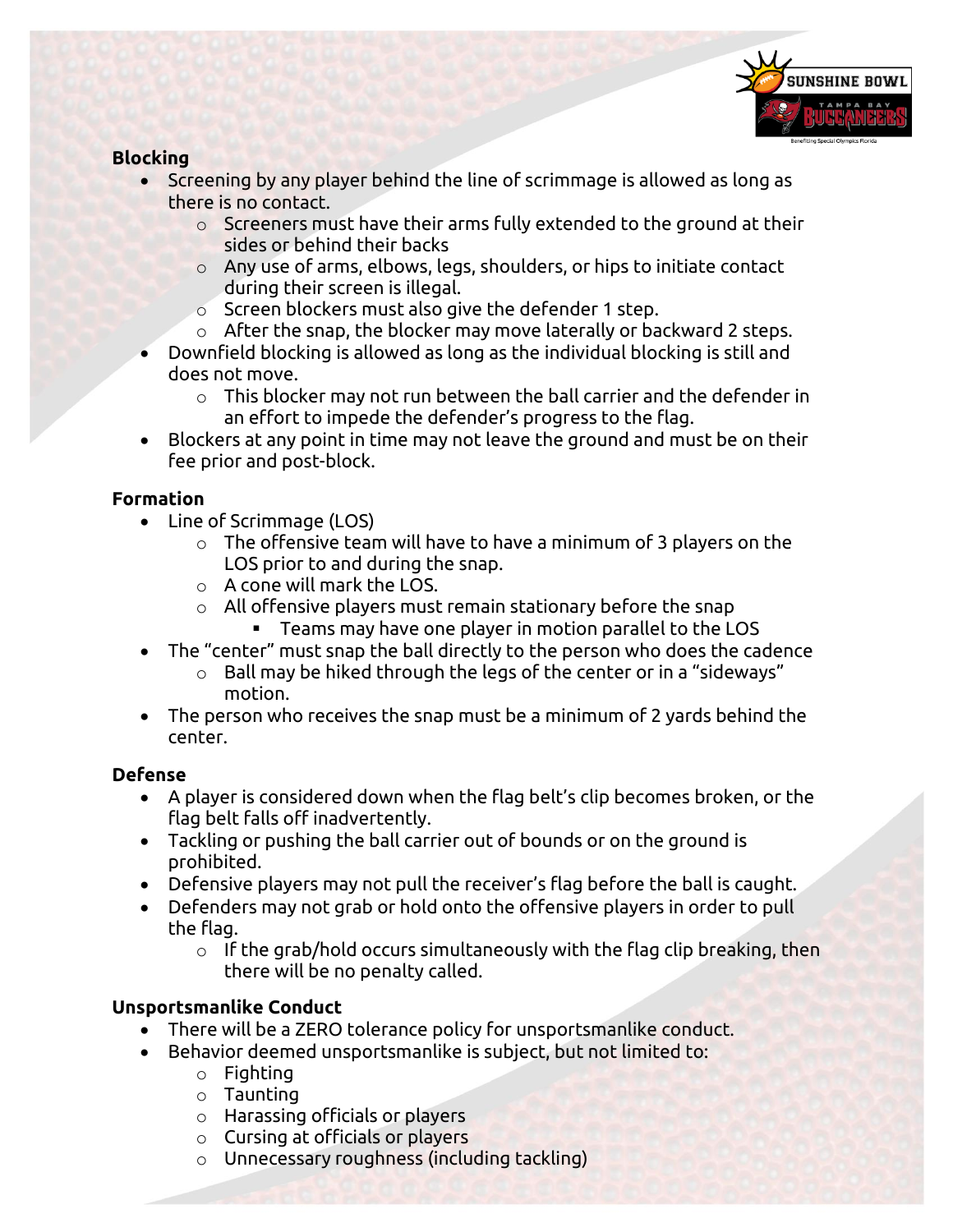**Blocking**

- Screening by any player behind the line of scrimmage is allowed as long as there is no contact.
  - Screeners must have their arms fully extended to the ground at their sides or behind their backs
  - Any use of arms, elbows, legs, shoulders, or hips to initiate contact during their screen is illegal.
  - Screen blockers must also give the defender 1 step.
  - After the snap, the blocker may move laterally or backward 2 steps.
- Downfield blocking is allowed as long as the individual blocking is still and does not move.
  - This blocker may not run between the ball carrier and the defender in an effort to impede the defender's progress to the flag.
- Blockers at any point in time may not leave the ground and must be on their fee prior and post-block.

**Formation**

- Line of Scrimmage (LOS)
  - The offensive team will have to have a minimum of 3 players on the LOS prior to and during the snap.
  - A cone will mark the LOS.
  - All offensive players must remain stationary before the snap
    - Teams may have one player in motion parallel to the LOS
- The "center" must snap the ball directly to the person who does the cadence
  - Ball may be hiked through the legs of the center or in a "sideways" motion.
- The person who receives the snap must be a minimum of 2 yards behind the center.

**Defense**

- A player is considered down when the flag belt's clip becomes broken, or the flag belt falls off inadvertently.
- Tackling or pushing the ball carrier out of bounds or on the ground is prohibited.
- Defensive players may not pull the receiver's flag before the ball is caught.
- Defenders may not grab or hold onto the offensive players in order to pull the flag.
  - If the grab/hold occurs simultaneously with the flag clip breaking, then there will be no penalty called.

**Unsportsmanlike Conduct**

- There will be a ZERO tolerance policy for unsportsmanlike conduct.
- Behavior deemed unsportsmanlike is subject, but not limited to:
  - Fighting
  - Taunting
  - Harassing officials or players
  - Cursing at officials or players
  - Unnecessary roughness (including tackling)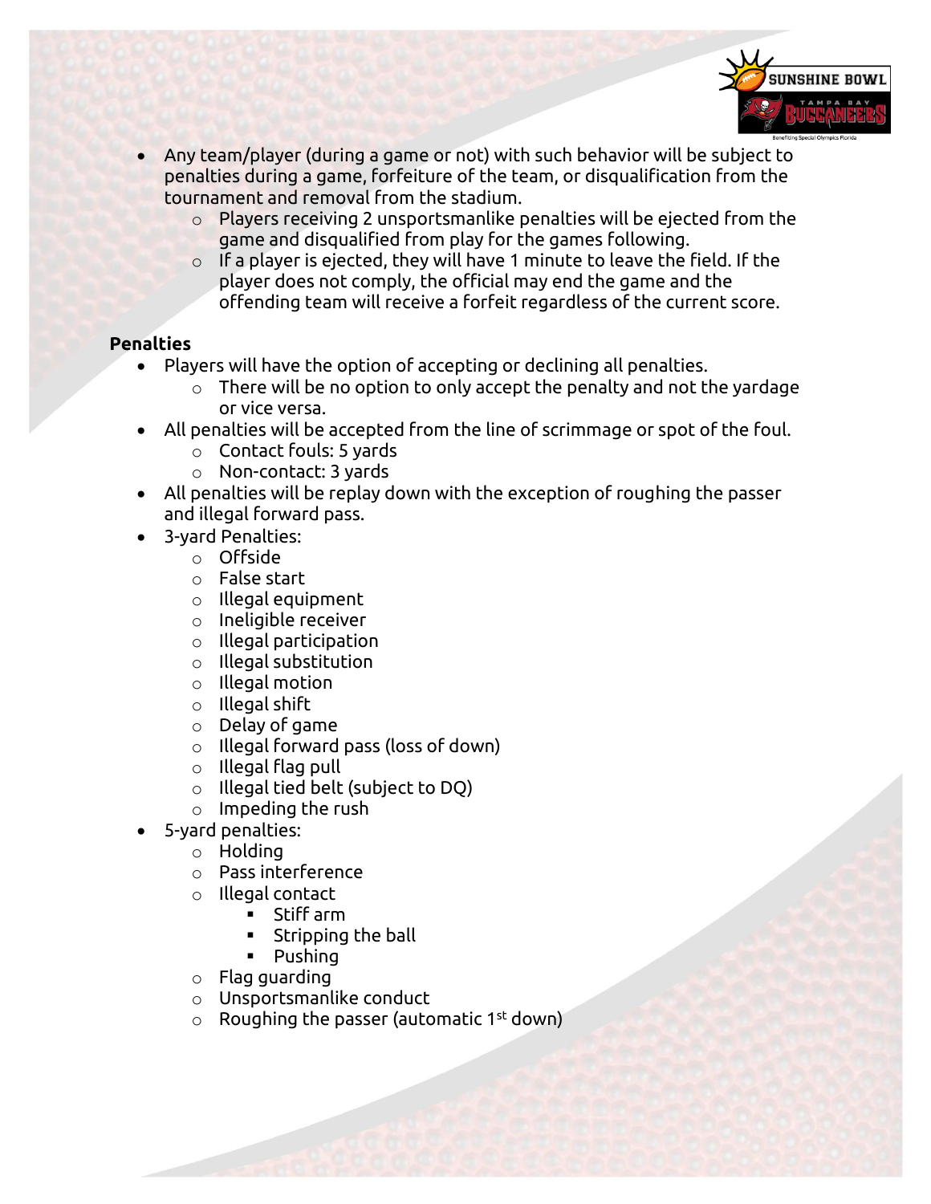- Any team/player (during a game or not) with such behavior will be subject to penalties during a game, forfeiture of the team, or disqualification from the tournament and removal from the stadium.
  - Players receiving 2 unsportsmanlike penalties will be ejected from the game and disqualified from play for the games following.
  - If a player is ejected, they will have 1 minute to leave the field. If the player does not comply, the official may end the game and the offending team will receive a forfeit regardless of the current score.

**Penalties**

- Players will have the option of accepting or declining all penalties.
  - There will be no option to only accept the penalty and not the yardage or vice versa.
- All penalties will be accepted from the line of scrimmage or spot of the foul.
  - Contact fouls: 5 yards
  - Non-contact: 3 yards
- All penalties will be replay down with the exception of roughing the passer and illegal forward pass.
- 3-yard Penalties:
  - Offside
  - False start
  - Illegal equipment
  - Ineligible receiver
  - Illegal participation
  - Illegal substitution
  - Illegal motion
  - Illegal shift
  - Delay of game
  - Illegal forward pass (loss of down)
  - Illegal flag pull
  - Illegal tied belt (subject to DQ)
  - Impeding the rush
- 5-yard penalties:
  - Holding
  - Pass interference
  - Illegal contact
    - Stiff arm
    - Stripping the ball
    - Pushing
  - Flag guarding
  - Unsportsmanlike conduct
  - Roughing the passer (automatic 1st down)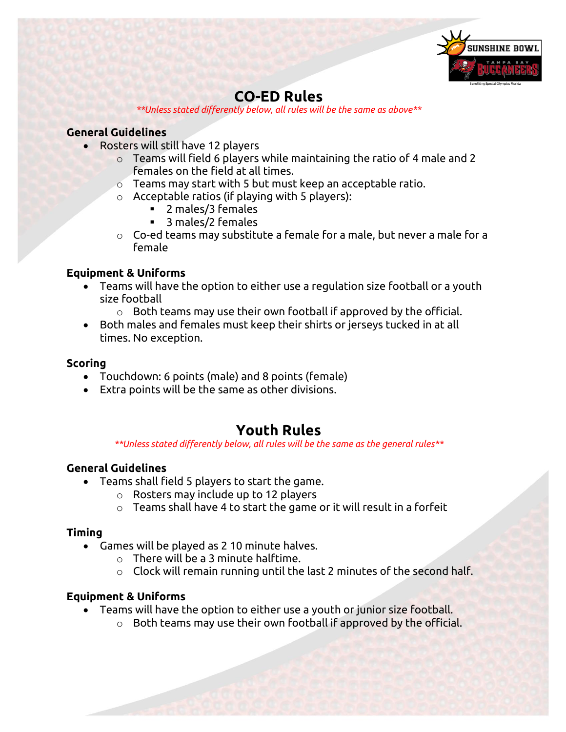## CO-ED Rules

*\*\*Unless stated differently below, all rules will be the same as above\*\**

### General Guidelines

- Rosters will still have 12 players
  - Teams will field 6 players while maintaining the ratio of 4 male and 2 females on the field at all times.
  - Teams may start with 5 but must keep an acceptable ratio.
  - Acceptable ratios (if playing with 5 players):
    - 2 males/3 females
    - 3 males/2 females
  - Co-ed teams may substitute a female for a male, but never a male for a female

### Equipment & Uniforms

- Teams will have the option to either use a regulation size football or a youth size football
  - Both teams may use their own football if approved by the official.
- Both males and females must keep their shirts or jerseys tucked in at all times. No exception.

### Scoring

- Touchdown: 6 points (male) and 8 points (female)
- Extra points will be the same as other divisions.

## Youth Rules

*\*\*Unless stated differently below, all rules will be the same as the general rules\*\**

### General Guidelines

- Teams shall field 5 players to start the game.
  - Rosters may include up to 12 players
  - Teams shall have 4 to start the game or it will result in a forfeit

### Timing

- Games will be played as 2 10 minute halves.
  - There will be a 3 minute halftime.
  - Clock will remain running until the last 2 minutes of the second half.

### Equipment & Uniforms

- Teams will have the option to either use a youth or junior size football.
  - Both teams may use their own football if approved by the official.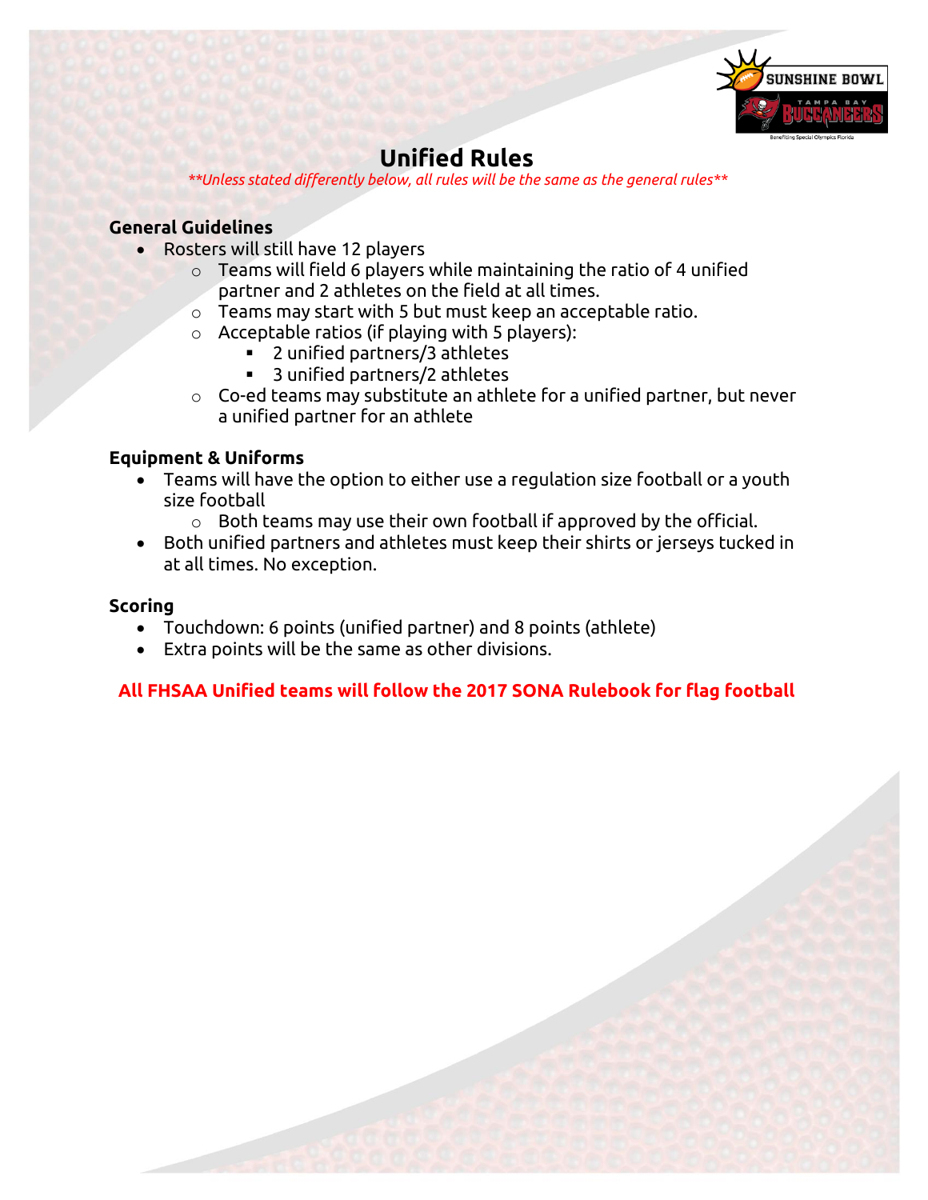# Unified Rules

***Unless stated differently below, all rules will be the same as the general rules***

### General Guidelines

- Rosters will still have 12 players
  - Teams will field 6 players while maintaining the ratio of 4 unified partner and 2 athletes on the field at all times.
  - Teams may start with 5 but must keep an acceptable ratio.
  - Acceptable ratios (if playing with 5 players):
    - 2 unified partners/3 athletes
    - 3 unified partners/2 athletes
  - Co-ed teams may substitute an athlete for a unified partner, but never a unified partner for an athlete

### Equipment & Uniforms

- Teams will have the option to either use a regulation size football or a youth size football
  - Both teams may use their own football if approved by the official.
- Both unified partners and athletes must keep their shirts or jerseys tucked in at all times. No exception.

### Scoring

- Touchdown: 6 points (unified partner) and 8 points (athlete)
- Extra points will be the same as other divisions.

**All FHSAA Unified teams will follow the 2017 SONA Rulebook for flag football**